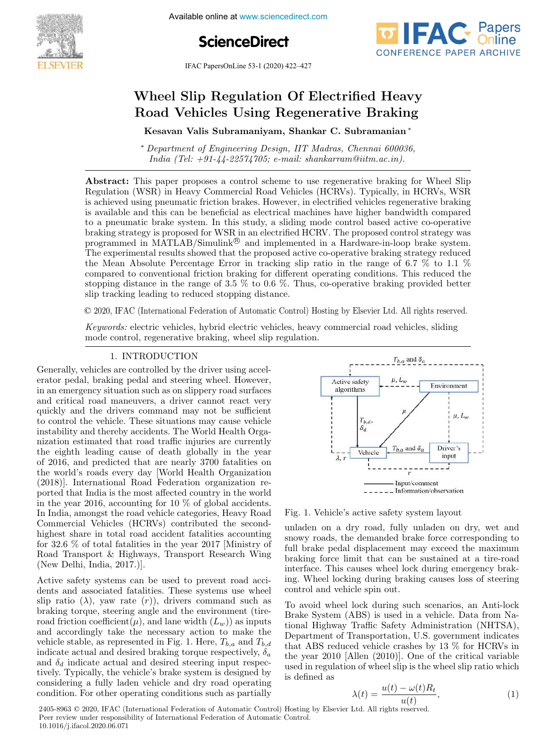# Wheel Slip Regulation Of Electrified Heavy Road Vehicles Using Regenerative Braking

**Kesavan Valis Subramaniyam, Shankar C. Subramanian** *

\* *Department of Engineering Design, IIT Madras, Chennai 600036, India (Tel: +91-44-22574705; e-mail: shankarram@iitm.ac.in).*

**Abstract:** This paper proposes a control scheme to use regenerative braking for Wheel Slip Regulation (WSR) in Heavy Commercial Road Vehicles (HCRVs). Typically, in HCRVs, WSR is achieved using pneumatic friction brakes. However, in electrified vehicles regenerative braking is available and this can be beneficial as electrical machines have higher bandwidth compared to a pneumatic brake system. In this study, a sliding mode control based active co-operative braking strategy is proposed for WSR in an electrified HCRV. The proposed control strategy was programmed in MATLAB/Simulink® and implemented in a Hardware-in-loop brake system. The experimental results showed that the proposed active co-operative braking strategy reduced the Mean Absolute Percentage Error in tracking slip ratio in the range of 6.7 % to 1.1 % compared to conventional friction braking for different operating conditions. This reduced the stopping distance in the range of 3.5 % to 0.6 %. Thus, co-operative braking provided better slip tracking leading to reduced stopping distance.

© 2020, IFAC (International Federation of Automatic Control) Hosting by Elsevier Ltd. All rights reserved.

*Keywords:* electric vehicles, hybrid electric vehicles, heavy commercial road vehicles, sliding mode control, regenerative braking, wheel slip regulation.

## 1. INTRODUCTION

Generally, vehicles are controlled by the driver using accelerator pedal, braking pedal and steering wheel. However, in an emergency situation such as on slippery road surfaces and critical road maneuvers, a driver cannot react very quickly and the drivers command may not be sufficient to control the vehicle. These situations may cause vehicle instability and thereby accidents. The World Health Organization estimated that road traffic injuries are currently the eighth leading cause of death globally in the year of 2016, and predicted that are nearly 3700 fatalities on the world's roads every day [World Health Organization (2018)]. International Road Federation organization reported that India is the most affected country in the world in the year 2016, accounting for 10 % of global accidents. In India, amongst the road vehicle categories, Heavy Road Commercial Vehicles (HCRVs) contributed the second-highest share in total road accident fatalities accounting for 32.6 % of total fatalities in the year 2017 [Ministry of Road Transport & Highways, Transport Research Wing (New Delhi, India, 2017.)].

Active safety systems can be used to prevent road accidents and associated fatalities. These systems use wheel slip ratio ($\lambda$), yaw rate ($r$)), drivers command such as braking torque, steering angle and the environment (tire-road friction coefficient($\mu$), and lane width ($L_w$)) as inputs and accordingly take the necessary action to make the vehicle stable, as represented in Fig. 1. Here, $T_{b,a}$ and $T_{b,d}$ indicate actual and desired braking torque respectively, $\delta_a$ and $\delta_d$ indicate actual and desired steering input respectively. Typically, the vehicle's brake system is designed by considering a fully laden vehicle and dry road operating condition. For other operating conditions such as partially unladen on a dry road, fully unladen on dry, wet and snowy roads, the demanded brake force corresponding to full brake pedal displacement may exceed the maximum braking force limit that can be sustained at a tire-road interface. This causes wheel lock during emergency braking. Wheel locking during braking causes loss of steering control and vehicle spin out.

Fig. 1. Vehicle's active safety system layout

To avoid wheel lock during such scenarios, an Anti-lock Brake System (ABS) is used in a vehicle. Data from National Highway Traffic Safety Administration (NHTSA), Department of Transportation, U.S. government indicates that ABS reduced vehicle crashes by 13 % for HCRVs in the year 2010 [Allen (2010)]. One of the critical variable used in regulation of wheel slip is the wheel slip ratio which is defined as

$$\lambda(t) = \frac{u(t) - \omega(t)R_t}{u(t)}, \tag{1}$$

2405-8963 © 2020, IFAC (International Federation of Automatic Control) Hosting by Elsevier Ltd. All rights reserved.
Peer review under responsibility of International Federation of Automatic Control.
10.1016/j.ifacol.2020.06.071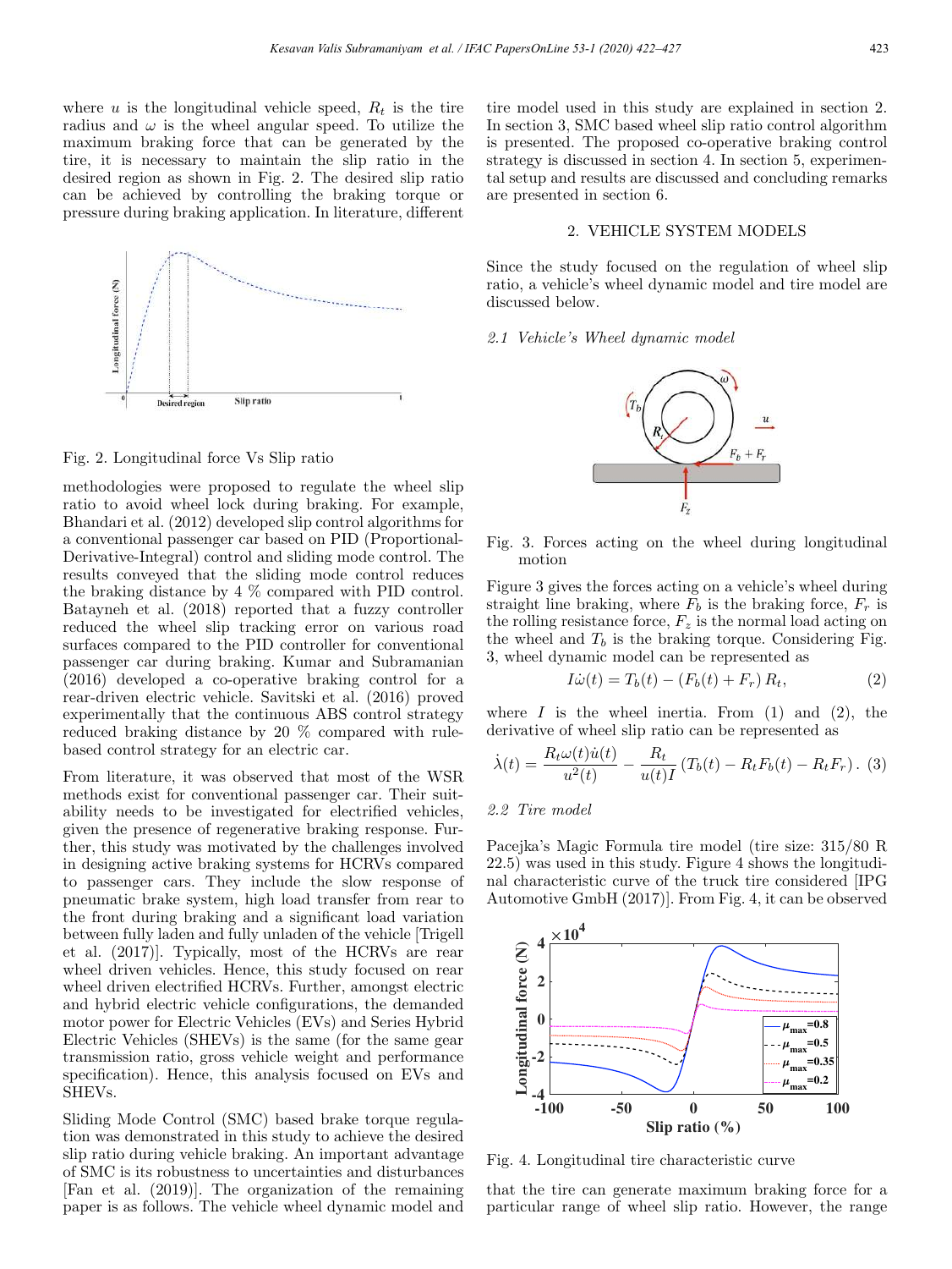where $u$ is the longitudinal vehicle speed, $R_t$ is the tire radius and $\omega$ is the wheel angular speed. To utilize the maximum braking force that can be generated by the tire, it is necessary to maintain the slip ratio in the desired region as shown in Fig. 2. The desired slip ratio can be achieved by controlling the braking torque or pressure during braking application. In literature, different methodologies were proposed to regulate the wheel slip ratio to avoid wheel lock during braking. For example, Bhandari et al. (2012) developed slip control algorithms for a conventional passenger car based on PID (Proportional-Derivative-Integral) control and sliding mode control. The results conveyed that the sliding mode control reduces the braking distance by 4 % compared with PID control. Batayneh et al. (2018) reported that a fuzzy controller reduced the wheel slip tracking error on various road surfaces compared to the PID controller for conventional passenger car during braking. Kumar and Subramanian (2016) developed a co-operative braking control for a rear-driven electric vehicle. Savitski et al. (2016) proved experimentally that the continuous ABS control strategy reduced braking distance by 20 % compared with rule-based control strategy for an electric car.

Fig. 2. Longitudinal force Vs Slip ratio

From literature, it was observed that most of the WSR methods exist for conventional passenger car. Their suitability needs to be investigated for electrified vehicles, given the presence of regenerative braking response. Further, this study was motivated by the challenges involved in designing active braking systems for HCRVs compared to passenger cars. They include the slow response of pneumatic brake system, high load transfer from rear to the front during braking and a significant load variation between fully laden and fully unladen of the vehicle [Trigell et al. (2017)]. Typically, most of the HCRVs are rear wheel driven vehicles. Hence, this study focused on rear wheel driven electrified HCRVs. Further, amongst electric and hybrid electric vehicle configurations, the demanded motor power for Electric Vehicles (EVs) and Series Hybrid Electric Vehicles (SHEVs) is the same (for the same gear transmission ratio, gross vehicle weight and performance specification). Hence, this analysis focused on EVs and SHEVs.

Sliding Mode Control (SMC) based brake torque regulation was demonstrated in this study to achieve the desired slip ratio during vehicle braking. An important advantage of SMC is its robustness to uncertainties and disturbances [Fan et al. (2019)]. The organization of the remaining paper is as follows. The vehicle wheel dynamic model and tire model used in this study are explained in section 2. In section 3, SMC based wheel slip ratio control algorithm is presented. The proposed co-operative braking control strategy is discussed in section 4. In section 5, experimental setup and results are discussed and concluding remarks are presented in section 6.

## 2. VEHICLE SYSTEM MODELS

Since the study focused on the regulation of wheel slip ratio, a vehicle's wheel dynamic model and tire model are discussed below.

### 2.1 Vehicle's Wheel dynamic model

Fig. 3. Forces acting on the wheel during longitudinal motion

Figure 3 gives the forces acting on a vehicle's wheel during straight line braking, where $F_b$ is the braking force, $F_r$ is the rolling resistance force, $F_z$ is the normal load acting on the wheel and $T_b$ is the braking torque. Considering Fig. 3, wheel dynamic model can be represented as

$$I\dot{\omega}(t) = T_b(t) - (F_b(t) + F_r)\, R_t, \tag{2}$$

where $I$ is the wheel inertia. From (1) and (2), the derivative of wheel slip ratio can be represented as

$$\dot{\lambda}(t) = \frac{R_t \omega(t) \dot{u}(t)}{u^2(t)} - \frac{R_t}{u(t) I} \left( T_b(t) - R_t F_b(t) - R_t F_r \right). \tag{3}$$

### 2.2 Tire model

Pacejka's Magic Formula tire model (tire size: 315/80 R 22.5) was used in this study. Figure 4 shows the longitudinal characteristic curve of the truck tire considered [IPG Automotive GmbH (2017)]. From Fig. 4, it can be observed that the tire can generate maximum braking force for a particular range of wheel slip ratio. However, the range

Fig. 4. Longitudinal tire characteristic curve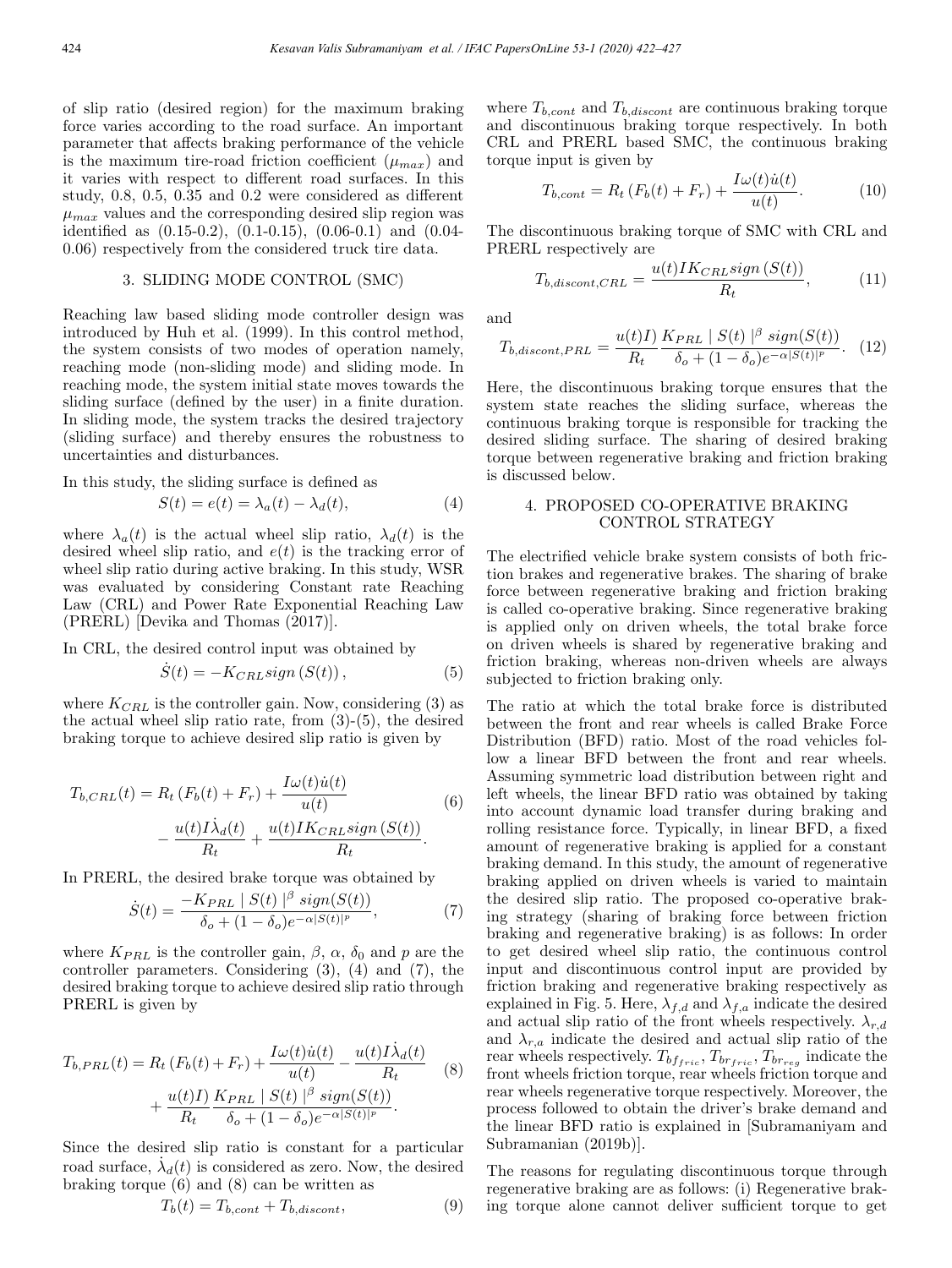of slip ratio (desired region) for the maximum braking force varies according to the road surface. An important parameter that affects braking performance of the vehicle is the maximum tire-road friction coefficient ($\mu_{max}$) and it varies with respect to different road surfaces. In this study, 0.8, 0.5, 0.35 and 0.2 were considered as different $\mu_{max}$ values and the corresponding desired slip region was identified as (0.15-0.2), (0.1-0.15), (0.06-0.1) and (0.04-0.06) respectively from the considered truck tire data.

## 3. SLIDING MODE CONTROL (SMC)

Reaching law based sliding mode controller design was introduced by Huh et al. (1999). In this control method, the system consists of two modes of operation namely, reaching mode (non-sliding mode) and sliding mode. In reaching mode, the system initial state moves towards the sliding surface (defined by the user) in a finite duration. In sliding mode, the system tracks the desired trajectory (sliding surface) and thereby ensures the robustness to uncertainties and disturbances.

In this study, the sliding surface is defined as

$$S(t) = e(t) = \lambda_a(t) - \lambda_d(t), \tag{4}$$

where $\lambda_a(t)$ is the actual wheel slip ratio, $\lambda_d(t)$ is the desired wheel slip ratio, and $e(t)$ is the tracking error of wheel slip ratio during active braking. In this study, WSR was evaluated by considering Constant rate Reaching Law (CRL) and Power Rate Exponential Reaching Law (PRERL) [Devika and Thomas (2017)].

In CRL, the desired control input was obtained by

$$\dot{S}(t) = -K_{CRL} sign\left(S(t)\right), \tag{5}$$

where $K_{CRL}$ is the controller gain. Now, considering (3) as the actual wheel slip ratio rate, from (3)-(5), the desired braking torque to achieve desired slip ratio is given by

$$T_{b,CRL}(t) = R_t\left(F_b(t) + F_r\right) + \frac{I\omega(t)\dot{u}(t)}{u(t)} - \frac{u(t)I\dot{\lambda}_d(t)}{R_t} + \frac{u(t)IK_{CRL}sign\left(S(t)\right)}{R_t}. \tag{6}$$

In PRERL, the desired brake torque was obtained by

$$\dot{S}(t) = \frac{-K_{PRL} \mid S(t) \mid^{\beta} sign(S(t))}{\delta_o + (1-\delta_o)e^{-\alpha|S(t)|^p}}, \tag{7}$$

where $K_{PRL}$ is the controller gain, $\beta$, $\alpha$, $\delta_0$ and $p$ are the controller parameters. Considering (3), (4) and (7), the desired braking torque to achieve desired slip ratio through PRERL is given by

$$T_{b,PRL}(t) = R_t\left(F_b(t) + F_r\right) + \frac{I\omega(t)\dot{u}(t)}{u(t)} - \frac{u(t)I\dot{\lambda}_d(t)}{R_t} + \frac{u(t)I)}{R_t}\frac{K_{PRL} \mid S(t) \mid^{\beta} sign(S(t))}{\delta_o + (1-\delta_o)e^{-\alpha|S(t)|^p}}. \tag{8}$$

Since the desired slip ratio is constant for a particular road surface, $\dot{\lambda}_d(t)$ is considered as zero. Now, the desired braking torque (6) and (8) can be written as

$$T_b(t) = T_{b,cont} + T_{b,discont}, \tag{9}$$

where $T_{b,cont}$ and $T_{b,discont}$ are continuous braking torque and discontinuous braking torque respectively. In both CRL and PRERL based SMC, the continuous braking torque input is given by

$$T_{b,cont} = R_t\left(F_b(t) + F_r\right) + \frac{I\omega(t)\dot{u}(t)}{u(t)}. \tag{10}$$

The discontinuous braking torque of SMC with CRL and PRERL respectively are

$$T_{b,discont,CRL} = \frac{u(t)IK_{CRL}sign\left(S(t)\right)}{R_t}, \tag{11}$$

and

$$T_{b,discont,PRL} = \frac{u(t)I)}{R_t}\frac{K_{PRL} \mid S(t) \mid^{\beta} sign(S(t))}{\delta_o + (1-\delta_o)e^{-\alpha|S(t)|^p}}. \tag{12}$$

Here, the discontinuous braking torque ensures that the system state reaches the sliding surface, whereas the continuous braking torque is responsible for tracking the desired sliding surface. The sharing of desired braking torque between regenerative braking and friction braking is discussed below.

## 4. PROPOSED CO-OPERATIVE BRAKING CONTROL STRATEGY

The electrified vehicle brake system consists of both friction brakes and regenerative brakes. The sharing of brake force between regenerative braking and friction braking is called co-operative braking. Since regenerative braking is applied only on driven wheels, the total brake force on driven wheels is shared by regenerative braking and friction braking, whereas non-driven wheels are always subjected to friction braking only.

The ratio at which the total brake force is distributed between the front and rear wheels is called Brake Force Distribution (BFD) ratio. Most of the road vehicles follow a linear BFD between the front and rear wheels. Assuming symmetric load distribution between right and left wheels, the linear BFD ratio was obtained by taking into account dynamic load transfer during braking and rolling resistance force. Typically, in linear BFD, a fixed amount of regenerative braking is applied for a constant braking demand. In this study, the amount of regenerative braking applied on driven wheels is varied to maintain the desired slip ratio. The proposed co-operative braking strategy (sharing of braking force between friction braking and regenerative braking) is as follows: In order to get desired wheel slip ratio, the continuous control input and discontinuous control input are provided by friction braking and regenerative braking respectively as explained in Fig. 5. Here, $\lambda_{f,d}$ and $\lambda_{f,a}$ indicate the desired and actual slip ratio of the front wheels respectively. $\lambda_{r,d}$ and $\lambda_{r,a}$ indicate the desired and actual slip ratio of the rear wheels respectively. $T_{bf_{fric}}$, $T_{br_{fric}}$, $T_{br_{reg}}$ indicate the front wheels friction torque, rear wheels friction torque and rear wheels regenerative torque respectively. Moreover, the process followed to obtain the driver's brake demand and the linear BFD ratio is explained in [Subramaniyam and Subramanian (2019b)].

The reasons for regulating discontinuous torque through regenerative braking are as follows: (i) Regenerative braking torque alone cannot deliver sufficient torque to get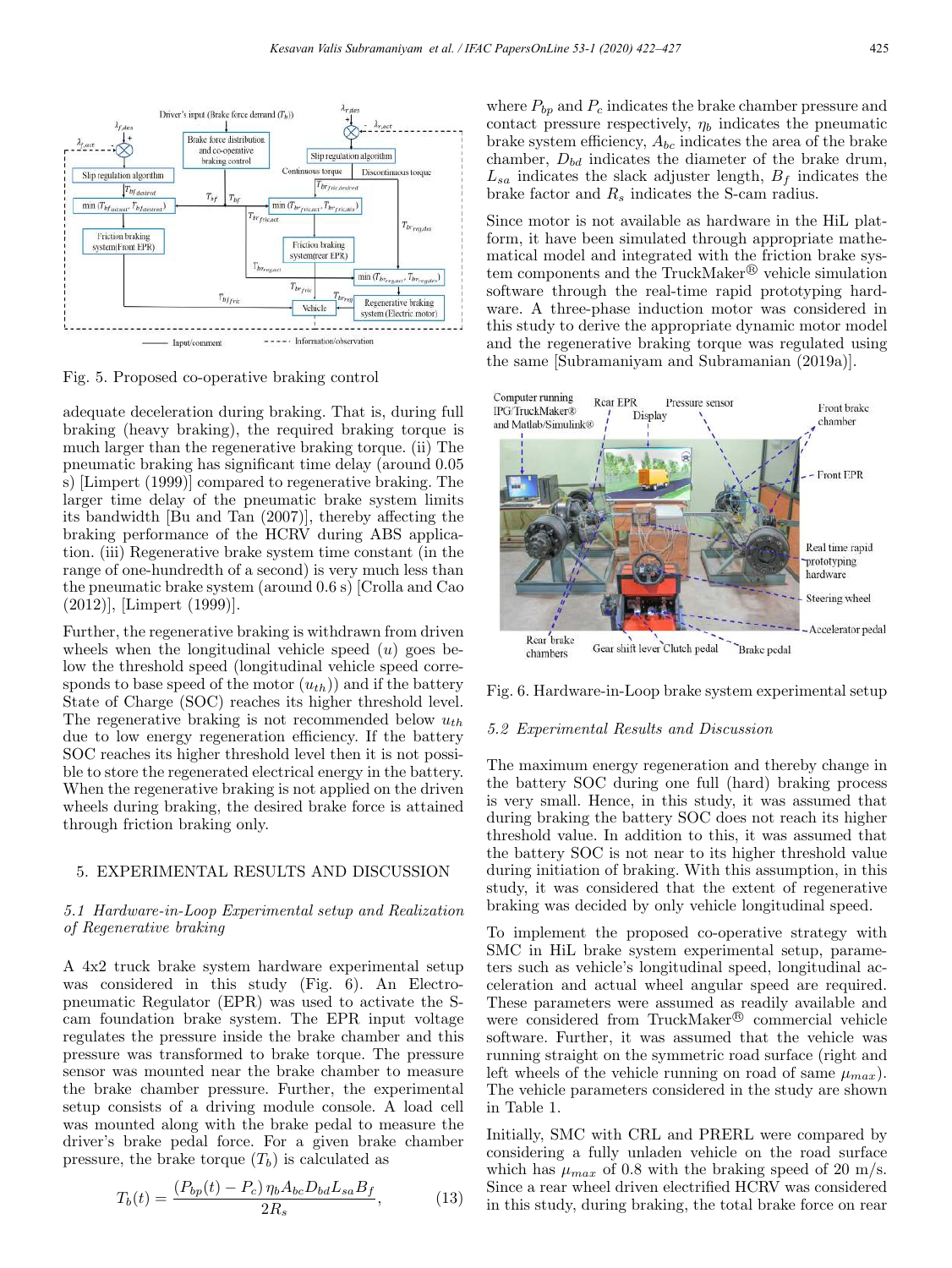Fig. 5. Proposed co-operative braking control

adequate deceleration during braking. That is, during full braking (heavy braking), the required braking torque is much larger than the regenerative braking torque. (ii) The pneumatic braking has significant time delay (around 0.05 s) [Limpert (1999)] compared to regenerative braking. The larger time delay of the pneumatic brake system limits its bandwidth [Bu and Tan (2007)], thereby affecting the braking performance of the HCRV during ABS application. (iii) Regenerative brake system time constant (in the range of one-hundredth of a second) is very much less than the pneumatic brake system (around 0.6 s) [Crolla and Cao (2012)], [Limpert (1999)].

Further, the regenerative braking is withdrawn from driven wheels when the longitudinal vehicle speed ($u$) goes below the threshold speed (longitudinal vehicle speed corresponds to base speed of the motor ($u_{th}$)) and if the battery State of Charge (SOC) reaches its higher threshold level. The regenerative braking is not recommended below $u_{th}$ due to low energy regeneration efficiency. If the battery SOC reaches its higher threshold level then it is not possible to store the regenerated electrical energy in the battery. When the regenerative braking is not applied on the driven wheels during braking, the desired brake force is attained through friction braking only.

## 5. EXPERIMENTAL RESULTS AND DISCUSSION

### 5.1 Hardware-in-Loop Experimental setup and Realization of Regenerative braking

A 4x2 truck brake system hardware experimental setup was considered in this study (Fig. 6). An Electro-pneumatic Regulator (EPR) was used to activate the S-cam foundation brake system. The EPR input voltage regulates the pressure inside the brake chamber and this pressure was transformed to brake torque. The pressure sensor was mounted near the brake chamber to measure the brake chamber pressure. Further, the experimental setup consists of a driving module console. A load cell was mounted along with the brake pedal to measure the driver's brake pedal force. For a given brake chamber pressure, the brake torque ($T_b$) is calculated as

$$T_b(t) = \frac{(P_{bp}(t) - P_c)\,\eta_b A_{bc} D_{bd} L_{sa} B_f}{2R_s}, \qquad (13)$$

where $P_{bp}$ and $P_c$ indicates the brake chamber pressure and contact pressure respectively, $\eta_b$ indicates the pneumatic brake system efficiency, $A_{bc}$ indicates the area of the brake chamber, $D_{bd}$ indicates the diameter of the brake drum, $L_{sa}$ indicates the slack adjuster length, $B_f$ indicates the brake factor and $R_s$ indicates the S-cam radius.

Since motor is not available as hardware in the HiL platform, it have been simulated through appropriate mathematical model and integrated with the friction brake system components and the TruckMaker® vehicle simulation software through the real-time rapid prototyping hardware. A three-phase induction motor was considered in this study to derive the appropriate dynamic motor model and the regenerative braking torque was regulated using the same [Subramaniyam and Subramanian (2019a)].

Fig. 6. Hardware-in-Loop brake system experimental setup

### 5.2 Experimental Results and Discussion

The maximum energy regeneration and thereby change in the battery SOC during one full (hard) braking process is very small. Hence, in this study, it was assumed that during braking the battery SOC does not reach its higher threshold value. In addition to this, it was assumed that the battery SOC is not near to its higher threshold value during initiation of braking. With this assumption, in this study, it was considered that the extent of regenerative braking was decided by only vehicle longitudinal speed.

To implement the proposed co-operative strategy with SMC in HiL brake system experimental setup, parameters such as vehicle's longitudinal speed, longitudinal acceleration and actual wheel angular speed are required. These parameters were assumed as readily available and were considered from TruckMaker® commercial vehicle software. Further, it was assumed that the vehicle was running straight on the symmetric road surface (right and left wheels of the vehicle running on road of same $\mu_{max}$). The vehicle parameters considered in the study are shown in Table 1.

Initially, SMC with CRL and PRERL were compared by considering a fully unladen vehicle on the road surface which has $\mu_{max}$ of 0.8 with the braking speed of 20 m/s. Since a rear wheel driven electrified HCRV was considered in this study, during braking, the total brake force on rear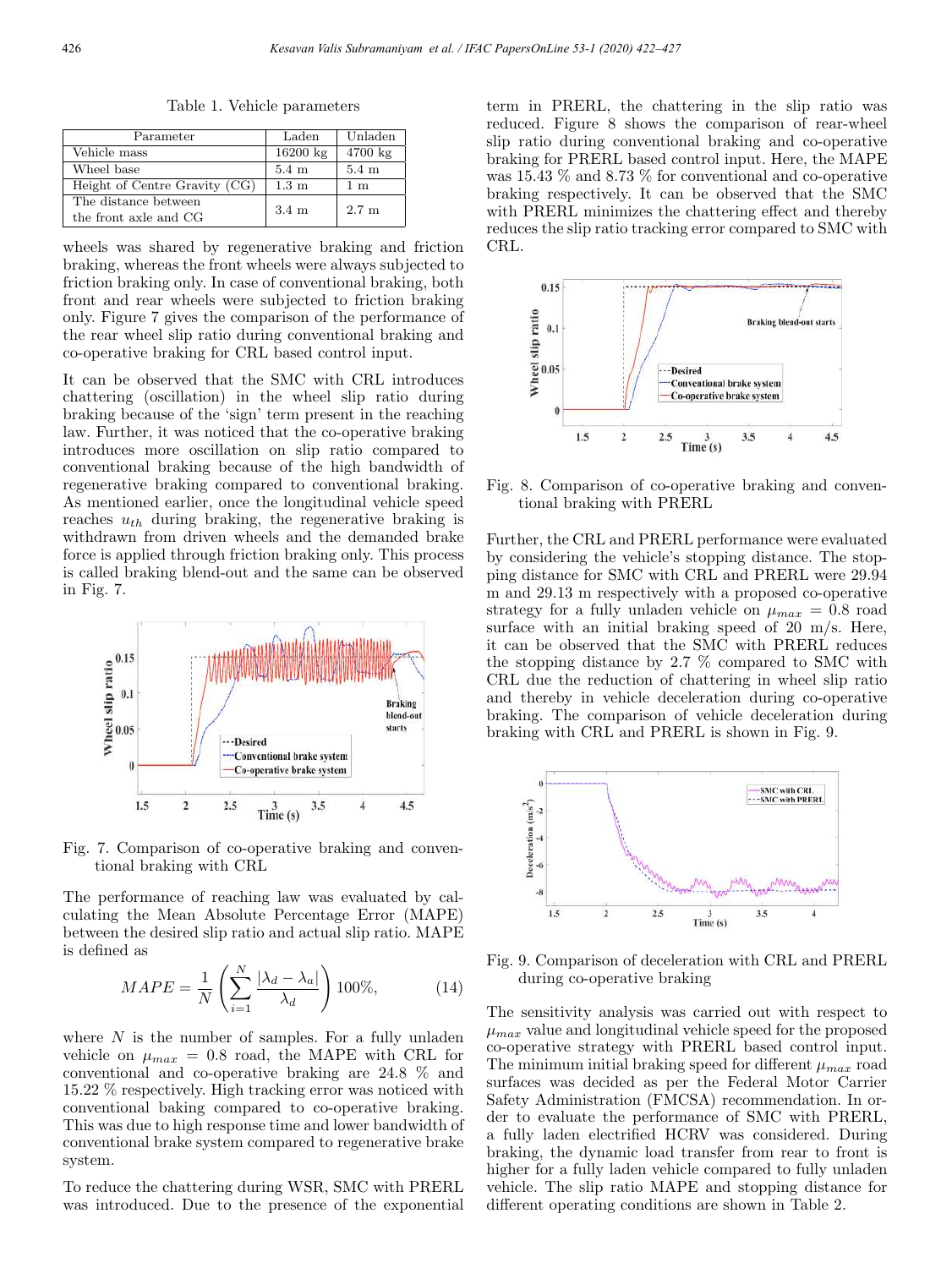Table 1. Vehicle parameters

| Parameter | Laden | Unladen |
|---|---|---|
| Vehicle mass | 16200 kg | 4700 kg |
| Wheel base | 5.4 m | 5.4 m |
| Height of Centre Gravity (CG) | 1.3 m | 1 m |
| The distance between the front axle and CG | 3.4 m | 2.7 m |

wheels was shared by regenerative braking and friction braking, whereas the front wheels were always subjected to friction braking only. In case of conventional braking, both front and rear wheels were subjected to friction braking only. Figure 7 gives the comparison of the performance of the rear wheel slip ratio during conventional braking and co-operative braking for CRL based control input.

It can be observed that the SMC with CRL introduces chattering (oscillation) in the wheel slip ratio during braking because of the 'sign' term present in the reaching law. Further, it was noticed that the co-operative braking introduces more oscillation on slip ratio compared to conventional braking because of the high bandwidth of regenerative braking compared to conventional braking. As mentioned earlier, once the longitudinal vehicle speed reaches $u_{th}$ during braking, the regenerative braking is withdrawn from driven wheels and the demanded brake force is applied through friction braking only. This process is called braking blend-out and the same can be observed in Fig. 7.

Fig. 7. Comparison of co-operative braking and conventional braking with CRL

The performance of reaching law was evaluated by calculating the Mean Absolute Percentage Error (MAPE) between the desired slip ratio and actual slip ratio. MAPE is defined as

$$MAPE = \frac{1}{N}\left(\sum_{i=1}^{N} \frac{|\lambda_d - \lambda_a|}{\lambda_d}\right) 100\%, \tag{14}$$

where $N$ is the number of samples. For a fully unladen vehicle on $\mu_{max} = 0.8$ road, the MAPE with CRL for conventional and co-operative braking are 24.8 % and 15.22 % respectively. High tracking error was noticed with conventional baking compared to co-operative braking. This was due to high response time and lower bandwidth of conventional brake system compared to regenerative brake system.

To reduce the chattering during WSR, SMC with PRERL was introduced. Due to the presence of the exponential term in PRERL, the chattering in the slip ratio was reduced. Figure 8 shows the comparison of rear-wheel slip ratio during conventional braking and co-operative braking for PRERL based control input. Here, the MAPE was 15.43 % and 8.73 % for conventional and co-operative braking respectively. It can be observed that the SMC with PRERL minimizes the chattering effect and thereby reduces the slip ratio tracking error compared to SMC with CRL.

Fig. 8. Comparison of co-operative braking and conventional braking with PRERL

Further, the CRL and PRERL performance were evaluated by considering the vehicle's stopping distance. The stopping distance for SMC with CRL and PRERL were 29.94 m and 29.13 m respectively with a proposed co-operative strategy for a fully unladen vehicle on $\mu_{max} = 0.8$ road surface with an initial braking speed of 20 m/s. Here, it can be observed that the SMC with PRERL reduces the stopping distance by 2.7 % compared to SMC with CRL due the reduction of chattering in wheel slip ratio and thereby in vehicle deceleration during co-operative braking. The comparison of vehicle deceleration during braking with CRL and PRERL is shown in Fig. 9.

Fig. 9. Comparison of deceleration with CRL and PRERL during co-operative braking

The sensitivity analysis was carried out with respect to $\mu_{max}$ value and longitudinal vehicle speed for the proposed co-operative strategy with PRERL based control input. The minimum initial braking speed for different $\mu_{max}$ road surfaces was decided as per the Federal Motor Carrier Safety Administration (FMCSA) recommendation. In order to evaluate the performance of SMC with PRERL, a fully laden electrified HCRV was considered. During braking, the dynamic load transfer from rear to front is higher for a fully laden vehicle compared to fully unladen vehicle. The slip ratio MAPE and stopping distance for different operating conditions are shown in Table 2.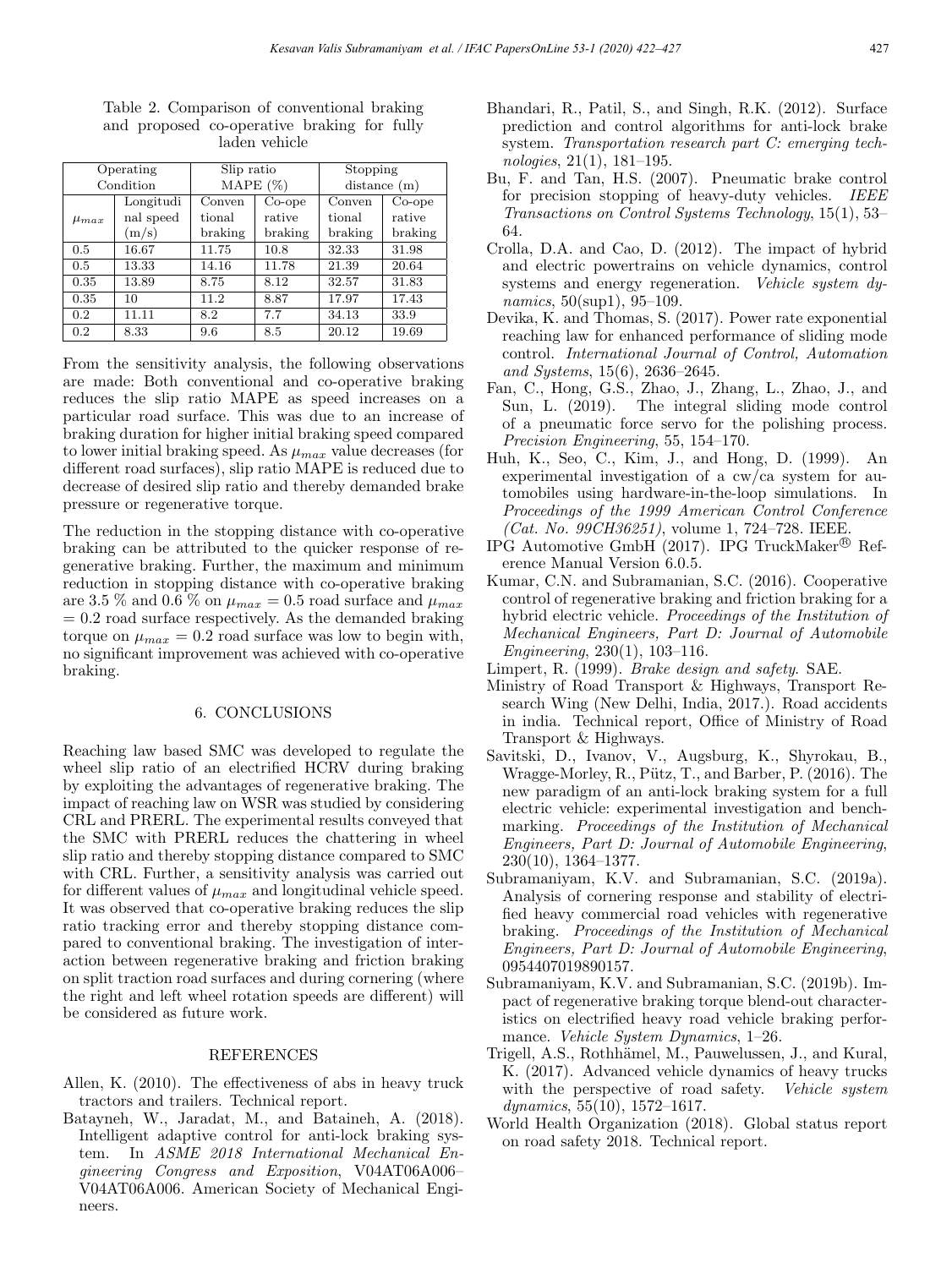Table 2. Comparison of conventional braking and proposed co-operative braking for fully laden vehicle

| Operating Condition | | Slip ratio MAPE (%) | | Stopping distance (m) | |
|---|---|---|---|---|---|
| $\mu_{max}$ | Longitudinal speed (m/s) | Conventional braking | Co-operative braking | Conventional braking | Co-operative braking |
| 0.5 | 16.67 | 11.75 | 10.8 | 32.33 | 31.98 |
| 0.5 | 13.33 | 14.16 | 11.78 | 21.39 | 20.64 |
| 0.35 | 13.89 | 8.75 | 8.12 | 32.57 | 31.83 |
| 0.35 | 10 | 11.2 | 8.87 | 17.97 | 17.43 |
| 0.2 | 11.11 | 8.2 | 7.7 | 34.13 | 33.9 |
| 0.2 | 8.33 | 9.6 | 8.5 | 20.12 | 19.69 |

From the sensitivity analysis, the following observations are made: Both conventional and co-operative braking reduces the slip ratio MAPE as speed increases on a particular road surface. This was due to an increase of braking duration for higher initial braking speed compared to lower initial braking speed. As $\mu_{max}$ value decreases (for different road surfaces), slip ratio MAPE is reduced due to decrease of desired slip ratio and thereby demanded brake pressure or regenerative torque.

The reduction in the stopping distance with co-operative braking can be attributed to the quicker response of regenerative braking. Further, the maximum and minimum reduction in stopping distance with co-operative braking are 3.5 % and 0.6 % on $\mu_{max} = 0.5$ road surface and $\mu_{max} = 0.2$ road surface respectively. As the demanded braking torque on $\mu_{max} = 0.2$ road surface was low to begin with, no significant improvement was achieved with co-operative braking.

## 6. CONCLUSIONS

Reaching law based SMC was developed to regulate the wheel slip ratio of an electrified HCRV during braking by exploiting the advantages of regenerative braking. The impact of reaching law on WSR was studied by considering CRL and PRERL. The experimental results conveyed that the SMC with PRERL reduces the chattering in wheel slip ratio and thereby stopping distance compared to SMC with CRL. Further, a sensitivity analysis was carried out for different values of $\mu_{max}$ and longitudinal vehicle speed. It was observed that co-operative braking reduces the slip ratio tracking error and thereby stopping distance compared to conventional braking. The investigation of interaction between regenerative braking and friction braking on split traction road surfaces and during cornering (where the right and left wheel rotation speeds are different) will be considered as future work.

## REFERENCES

Allen, K. (2010). The effectiveness of abs in heavy truck tractors and trailers. Technical report.

Batayneh, W., Jaradat, M., and Bataineh, A. (2018). Intelligent adaptive control for anti-lock braking system. In *ASME 2018 International Mechanical Engineering Congress and Exposition*, V04AT06A006–V04AT06A006. American Society of Mechanical Engineers.

Bhandari, R., Patil, S., and Singh, R.K. (2012). Surface prediction and control algorithms for anti-lock brake system. *Transportation research part C: emerging technologies*, 21(1), 181–195.

Bu, F. and Tan, H.S. (2007). Pneumatic brake control for precision stopping of heavy-duty vehicles. *IEEE Transactions on Control Systems Technology*, 15(1), 53–64.

Crolla, D.A. and Cao, D. (2012). The impact of hybrid and electric powertrains on vehicle dynamics, control systems and energy regeneration. *Vehicle system dynamics*, 50(sup1), 95–109.

Devika, K. and Thomas, S. (2017). Power rate exponential reaching law for enhanced performance of sliding mode control. *International Journal of Control, Automation and Systems*, 15(6), 2636–2645.

Fan, C., Hong, G.S., Zhao, J., Zhang, L., Zhao, J., and Sun, L. (2019). The integral sliding mode control of a pneumatic force servo for the polishing process. *Precision Engineering*, 55, 154–170.

Huh, K., Seo, C., Kim, J., and Hong, D. (1999). An experimental investigation of a cw/ca system for automobiles using hardware-in-the-loop simulations. In *Proceedings of the 1999 American Control Conference (Cat. No. 99CH36251)*, volume 1, 724–728. IEEE.

IPG Automotive GmbH (2017). IPG TruckMaker® Reference Manual Version 6.0.5.

Kumar, C.N. and Subramanian, S.C. (2016). Cooperative control of regenerative braking and friction braking for a hybrid electric vehicle. *Proceedings of the Institution of Mechanical Engineers, Part D: Journal of Automobile Engineering*, 230(1), 103–116.

Limpert, R. (1999). *Brake design and safety*. SAE.

Ministry of Road Transport & Highways, Transport Research Wing (New Delhi, India, 2017.). Road accidents in india. Technical report, Office of Ministry of Road Transport & Highways.

Savitski, D., Ivanov, V., Augsburg, K., Shyrokau, B., Wragge-Morley, R., Pütz, T., and Barber, P. (2016). The new paradigm of an anti-lock braking system for a full electric vehicle: experimental investigation and benchmarking. *Proceedings of the Institution of Mechanical Engineers, Part D: Journal of Automobile Engineering*, 230(10), 1364–1377.

Subramaniyam, K.V. and Subramanian, S.C. (2019a). Analysis of cornering response and stability of electrified heavy commercial road vehicles with regenerative braking. *Proceedings of the Institution of Mechanical Engineers, Part D: Journal of Automobile Engineering*, 0954407019890157.

Subramaniyam, K.V. and Subramanian, S.C. (2019b). Impact of regenerative braking torque blend-out characteristics on electrified heavy road vehicle braking performance. *Vehicle System Dynamics*, 1–26.

Trigell, A.S., Rothhämel, M., Pauwelussen, J., and Kural, K. (2017). Advanced vehicle dynamics of heavy trucks with the perspective of road safety. *Vehicle system dynamics*, 55(10), 1572–1617.

World Health Organization (2018). Global status report on road safety 2018. Technical report.